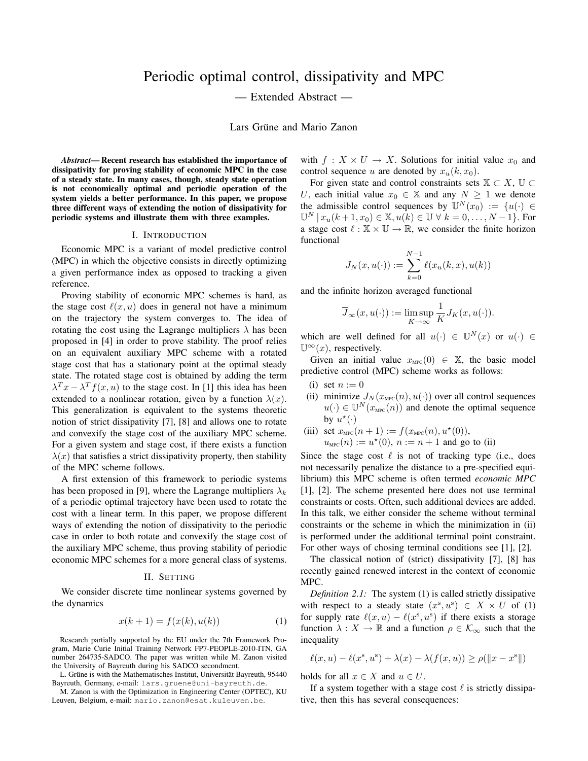# Periodic optimal control, dissipativity and MPC

— Extended Abstract —

Lars Grüne and Mario Zanon

***Abstract*— Recent research has established the importance of dissipativity for proving stability of economic MPC in the case of a steady state. In many cases, though, steady state operation is not economically optimal and periodic operation of the system yields a better performance. In this paper, we propose three different ways of extending the notion of dissipativity for periodic systems and illustrate them with three examples.**

## I. Introduction

Economic MPC is a variant of model predictive control (MPC) in which the objective consists in directly optimizing a given performance index as opposed to tracking a given reference.

Proving stability of economic MPC schemes is hard, as the stage cost $\ell(x, u)$ does in general not have a minimum on the trajectory the system converges to. The idea of rotating the cost using the Lagrange multipliers $\lambda$ has been proposed in [4] in order to prove stability. The proof relies on an equivalent auxiliary MPC scheme with a rotated stage cost that has a stationary point at the optimal steady state. The rotated stage cost is obtained by adding the term $\lambda^T x - \lambda^T f(x, u)$ to the stage cost. In [1] this idea has been extended to a nonlinear rotation, given by a function $\lambda(x)$. This generalization is equivalent to the systems theoretic notion of strict dissipativity [7], [8] and allows one to rotate and convexify the stage cost of the auxiliary MPC scheme. For a given system and stage cost, if there exists a function $\lambda(x)$ that satisfies a strict dissipativity property, then stability of the MPC scheme follows.

A first extension of this framework to periodic systems has been proposed in [9], where the Lagrange multipliers $\lambda_k$ of a periodic optimal trajectory have been used to rotate the cost with a linear term. In this paper, we propose different ways of extending the notion of dissipativity to the periodic case in order to both rotate and convexify the stage cost of the auxiliary MPC scheme, thus proving stability of periodic economic MPC schemes for a more general class of systems.

## II. Setting

We consider discrete time nonlinear systems governed by the dynamics

$$x(k+1) = f(x(k), u(k)) \tag{1}$$

with $f : X \times U \to X$. Solutions for initial value $x_0$ and control sequence $u$ are denoted by $x_u(k, x_0)$.

For given state and control constraints sets $\mathbb{X} \subset X$, $\mathbb{U} \subset U$, each initial value $x_0 \in \mathbb{X}$ and any $N \geq 1$ we denote the admissible control sequences by $\mathbb{U}^N(x_0) := \{u(\cdot) \in \mathbb{U}^N \mid x_u(k+1, x_0) \in \mathbb{X}, u(k) \in \mathbb{U} \ \forall\ k = 0, \ldots, N-1\}$. For a stage cost $\ell : \mathbb{X} \times \mathbb{U} \to \mathbb{R}$, we consider the finite horizon functional

$$J_N(x, u(\cdot)) := \sum_{k=0}^{N-1} \ell(x_u(k, x), u(k))$$

and the infinite horizon averaged functional

$$\overline{J}_\infty(x, u(\cdot)) := \limsup_{K \to \infty} \frac{1}{K} J_K(x, u(\cdot)).$$

which are well defined for all $u(\cdot) \in \mathbb{U}^N(x)$ or $u(\cdot) \in \mathbb{U}^\infty(x)$, respectively.

Given an initial value $x_{\text{MPC}}(0) \in \mathbb{X}$, the basic model predictive control (MPC) scheme works as follows:

(i) set $n := 0$

(ii) minimize $J_N(x_{\text{MPC}}(n), u(\cdot))$ over all control sequences $u(\cdot) \in \mathbb{U}^N(x_{\text{MPC}}(n))$ and denote the optimal sequence by $u^\star(\cdot)$

(iii) set $x_{\text{MPC}}(n+1) := f(x_{\text{MPC}}(n), u^\star(0))$, $u_{\text{MPC}}(n) := u^\star(0)$, $n := n+1$ and go to (ii)

Since the stage cost $\ell$ is not of tracking type (i.e., does not necessarily penalize the distance to a pre-specified equilibrium) this MPC scheme is often termed *economic MPC* [1], [2]. The scheme presented here does not use terminal constraints or costs. Often, such additional devices are added. In this talk, we either consider the scheme without terminal constraints or the scheme in which the minimization in (ii) is performed under the additional terminal point constraint. For other ways of chosing terminal conditions see [1], [2].

The classical notion of (strict) dissipativity [7], [8] has recently gained renewed interest in the context of economic MPC.

*Definition 2.1:* The system (1) is called strictly dissipative with respect to a steady state $(x^s, u^s) \in X \times U$ of (1) for supply rate $\ell(x, u) - \ell(x^s, u^s)$ if there exists a storage function $\lambda : X \to \mathbb{R}$ and a function $\rho \in \mathcal{K}_\infty$ such that the inequality

$$\ell(x, u) - \ell(x^s, u^s) + \lambda(x) - \lambda(f(x, u)) \geq \rho(\|x - x^s\|)$$

holds for all $x \in X$ and $u \in U$.

If a system together with a stage cost $\ell$ is strictly dissipative, then this has several consequences:

Research partially supported by the EU under the 7th Framework Program, Marie Curie Initial Training Network FP7-PEOPLE-2010-ITN, GA number 264735-SADCO. The paper was written while M. Zanon visited the University of Bayreuth during his SADCO secondment.

L. Grüne is with the Mathematisches Institut, Universität Bayreuth, 95440 Bayreuth, Germany, e-mail: lars.gruene@uni-bayreuth.de.

M. Zanon is with the Optimization in Engineering Center (OPTEC), KU Leuven, Belgium, e-mail: mario.zanon@esat.kuleuven.be.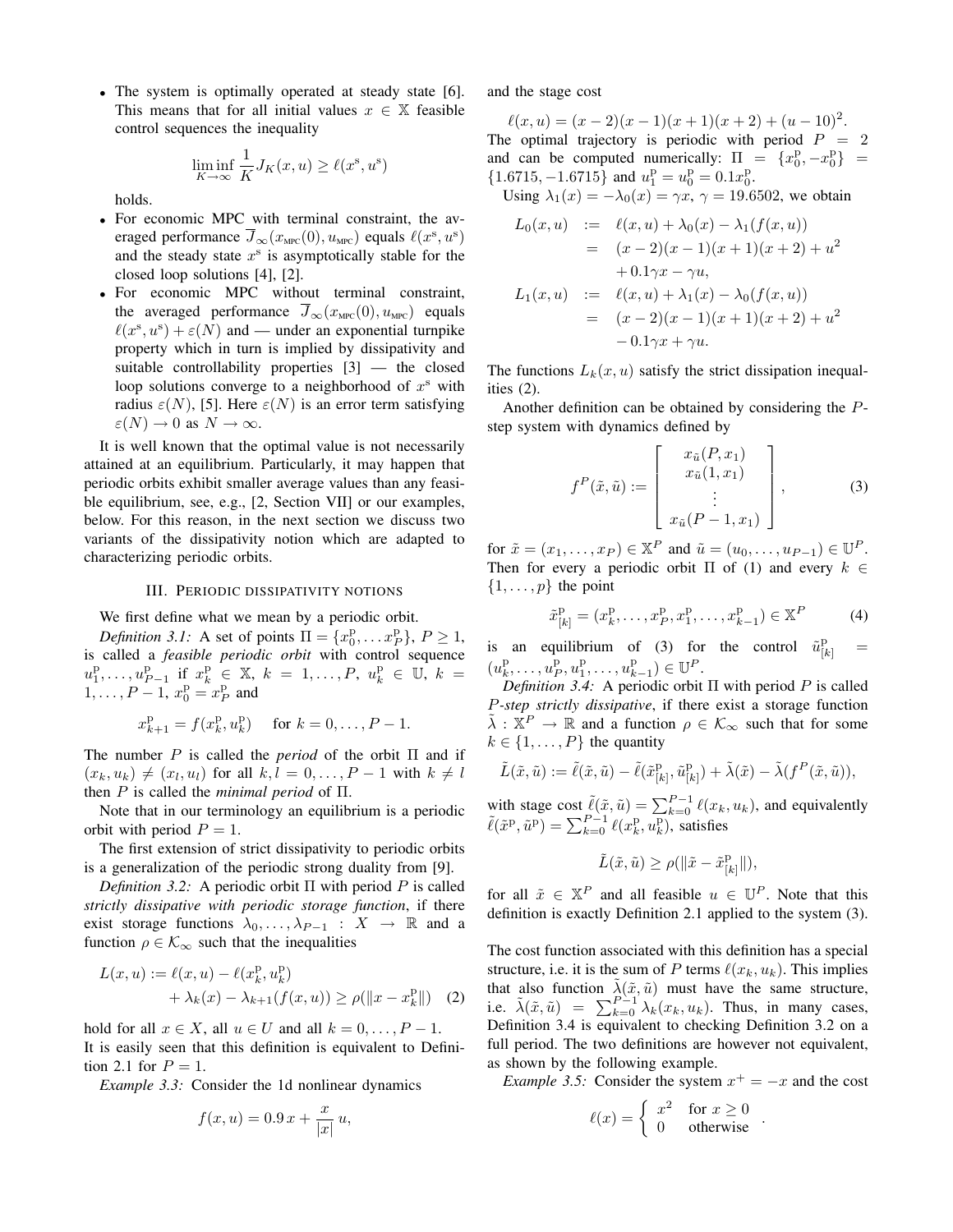- The system is optimally operated at steady state [6]. This means that for all initial values $x \in \mathbb{X}$ feasible control sequences the inequality

$$\liminf_{K\to\infty} \frac{1}{K} J_K(x,u) \geq \ell(x^{\mathrm{s}}, u^{\mathrm{s}})$$

holds.
- For economic MPC with terminal constraint, the averaged performance $\overline{J}_\infty(x_{\text{MPC}}(0), u_{\text{MPC}})$ equals $\ell(x^{\mathrm{s}}, u^{\mathrm{s}})$ and the steady state $x^{\mathrm{s}}$ is asymptotically stable for the closed loop solutions [4], [2].
- For economic MPC without terminal constraint, the averaged performance $\overline{J}_\infty(x_{\text{MPC}}(0), u_{\text{MPC}})$ equals $\ell(x^{\mathrm{s}}, u^{\mathrm{s}}) + \varepsilon(N)$ and — under an exponential turnpike property which in turn is implied by dissipativity and suitable controllability properties [3] — the closed loop solutions converge to a neighborhood of $x^{\mathrm{s}}$ with radius $\varepsilon(N)$, [5]. Here $\varepsilon(N)$ is an error term satisfying $\varepsilon(N) \to 0$ as $N \to \infty$.

It is well known that the optimal value is not necessarily attained at an equilibrium. Particularly, it may happen that periodic orbits exhibit smaller average values than any feasible equilibrium, see, e.g., [2, Section VII] or our examples, below. For this reason, in the next section we discuss two variants of the dissipativity notion which are adapted to characterizing periodic orbits.

## III. Periodic dissipativity notions

We first define what we mean by a periodic orbit.

*Definition 3.1:* A set of points $\Pi = \{x_0^{\mathrm{p}}, \dots x_P^{\mathrm{p}}\}$, $P \geq 1$, is called a *feasible periodic orbit* with control sequence $u_1^{\mathrm{p}}, \dots, u_{P-1}^{\mathrm{p}}$ if $x_k^{\mathrm{p}} \in \mathbb{X}$, $k = 1, \dots, P$, $u_k^{\mathrm{p}} \in \mathbb{U}$, $k = 1, \dots, P-1$, $x_0^{\mathrm{p}} = x_P^{\mathrm{p}}$ and

$$x_{k+1}^{\mathrm{p}} = f(x_k^{\mathrm{p}}, u_k^{\mathrm{p}}) \quad \text{for } k = 0, \dots, P-1.$$

The number $P$ is called the *period* of the orbit $\Pi$ and if $(x_k, u_k) \neq (x_l, u_l)$ for all $k, l = 0, \dots, P-1$ with $k \neq l$ then $P$ is called the *minimal period* of $\Pi$.

Note that in our terminology an equilibrium is a periodic orbit with period $P = 1$.

The first extension of strict dissipativity to periodic orbits is a generalization of the periodic strong duality from [9].

*Definition 3.2:* A periodic orbit $\Pi$ with period $P$ is called *strictly dissipative with periodic storage function*, if there exist storage functions $\lambda_0, \dots, \lambda_{P-1} : X \to \mathbb{R}$ and a function $\rho \in \mathcal{K}_\infty$ such that the inequalities

$$\begin{aligned} L(x,u) := \ell(x,u) - \ell(x_k^{\mathrm{p}}, u_k^{\mathrm{p}}) \\ + \lambda_k(x) - \lambda_{k+1}(f(x,u)) \geq \rho(\|x - x_k^{\mathrm{p}}\|) \quad (2) \end{aligned}$$

hold for all $x \in X$, all $u \in U$ and all $k = 0, \dots, P-1$. It is easily seen that this definition is equivalent to Definition 2.1 for $P = 1$.

*Example 3.3:* Consider the 1d nonlinear dynamics

$$f(x,u) = 0.9\,x + \frac{x}{|x|}\,u,$$

and the stage cost

$$\ell(x,u) = (x-2)(x-1)(x+1)(x+2) + (u-10)^2.$$

The optimal trajectory is periodic with period $P = 2$ and can be computed numerically: $\Pi = \{x_0^{\mathrm{p}}, -x_0^{\mathrm{p}}\} = \{1.6715, -1.6715\}$ and $u_1^{\mathrm{p}} = u_0^{\mathrm{p}} = 0.1 x_0^{\mathrm{p}}$.

Using $\lambda_1(x) = -\lambda_0(x) = \gamma x$, $\gamma = 19.6502$, we obtain

$$\begin{aligned} L_0(x,u) &:= \ell(x,u) + \lambda_0(x) - \lambda_1(f(x,u)) \\ &= (x-2)(x-1)(x+1)(x+2) + u^2 \\ &\quad + 0.1\gamma x - \gamma u, \\ L_1(x,u) &:= \ell(x,u) + \lambda_1(x) - \lambda_0(f(x,u)) \\ &= (x-2)(x-1)(x+1)(x+2) + u^2 \\ &\quad - 0.1\gamma x + \gamma u. \end{aligned}$$

The functions $L_k(x,u)$ satisfy the strict dissipation inequalities (2).

Another definition can be obtained by considering the $P$-step system with dynamics defined by

$$f^P(\tilde{x}, \tilde{u}) := \begin{bmatrix} x_{\tilde{u}}(P, x_1) \\ x_{\tilde{u}}(1, x_1) \\ \vdots \\ x_{\tilde{u}}(P-1, x_1) \end{bmatrix}, \qquad (3)$$

for $\tilde{x} = (x_1, \dots, x_P) \in \mathbb{X}^P$ and $\tilde{u} = (u_0, \dots, u_{P-1}) \in \mathbb{U}^P$. Then for every a periodic orbit $\Pi$ of (1) and every $k \in \{1, \dots, p\}$ the point

$$\tilde{x}_{[k]}^{\mathrm{p}} = (x_k^{\mathrm{p}}, \dots, x_P^{\mathrm{p}}, x_1^{\mathrm{p}}, \dots, x_{k-1}^{\mathrm{p}}) \in \mathbb{X}^P \qquad (4)$$

is an equilibrium of (3) for the control $\tilde{u}_{[k]}^{\mathrm{p}} = (u_k^{\mathrm{p}}, \dots, u_P^{\mathrm{p}}, u_1^{\mathrm{p}}, \dots, u_{k-1}^{\mathrm{p}}) \in \mathbb{U}^P$.

*Definition 3.4:* A periodic orbit $\Pi$ with period $P$ is called *$P$-step strictly dissipative*, if there exist a storage function $\tilde{\lambda} : \mathbb{X}^P \to \mathbb{R}$ and a function $\rho \in \mathcal{K}_\infty$ such that for some $k \in \{1, \dots, P\}$ the quantity

$$\tilde{L}(\tilde{x}, \tilde{u}) := \tilde{\ell}(\tilde{x}, \tilde{u}) - \tilde{\ell}(\tilde{x}_{[k]}^{\mathrm{p}}, \tilde{u}_{[k]}^{\mathrm{p}}) + \tilde{\lambda}(\tilde{x}) - \tilde{\lambda}(f^P(\tilde{x}, \tilde{u})),$$

with stage cost $\tilde{\ell}(\tilde{x}, \tilde{u}) = \sum_{k=0}^{P-1} \ell(x_k, u_k)$, and equivalently $\tilde{\ell}(\tilde{x}^{\mathrm{p}}, \tilde{u}^{\mathrm{p}}) = \sum_{k=0}^{P-1} \ell(x_k^{\mathrm{p}}, u_k^{\mathrm{p}})$, satisfies

$$\tilde{L}(\tilde{x}, \tilde{u}) \geq \rho(\|\tilde{x} - \tilde{x}_{[k]}^{\mathrm{p}}\|),$$

for all $\tilde{x} \in \mathbb{X}^P$ and all feasible $u \in \mathbb{U}^P$. Note that this definition is exactly Definition 2.1 applied to the system (3).

The cost function associated with this definition has a special structure, i.e. it is the sum of $P$ terms $\ell(x_k, u_k)$. This implies that also function $\tilde{\lambda}(\tilde{x}, \tilde{u})$ must have the same structure, i.e. $\tilde{\lambda}(\tilde{x}, \tilde{u}) = \sum_{k=0}^{P-1} \lambda_k(x_k, u_k)$. Thus, in many cases, Definition 3.4 is equivalent to checking Definition 3.2 on a full period. The two definitions are however not equivalent, as shown by the following example.

*Example 3.5:* Consider the system $x^+ = -x$ and the cost

$$\ell(x) = \begin{cases} x^2 & \text{for } x \geq 0 \\ 0 & \text{otherwise} \end{cases}.$$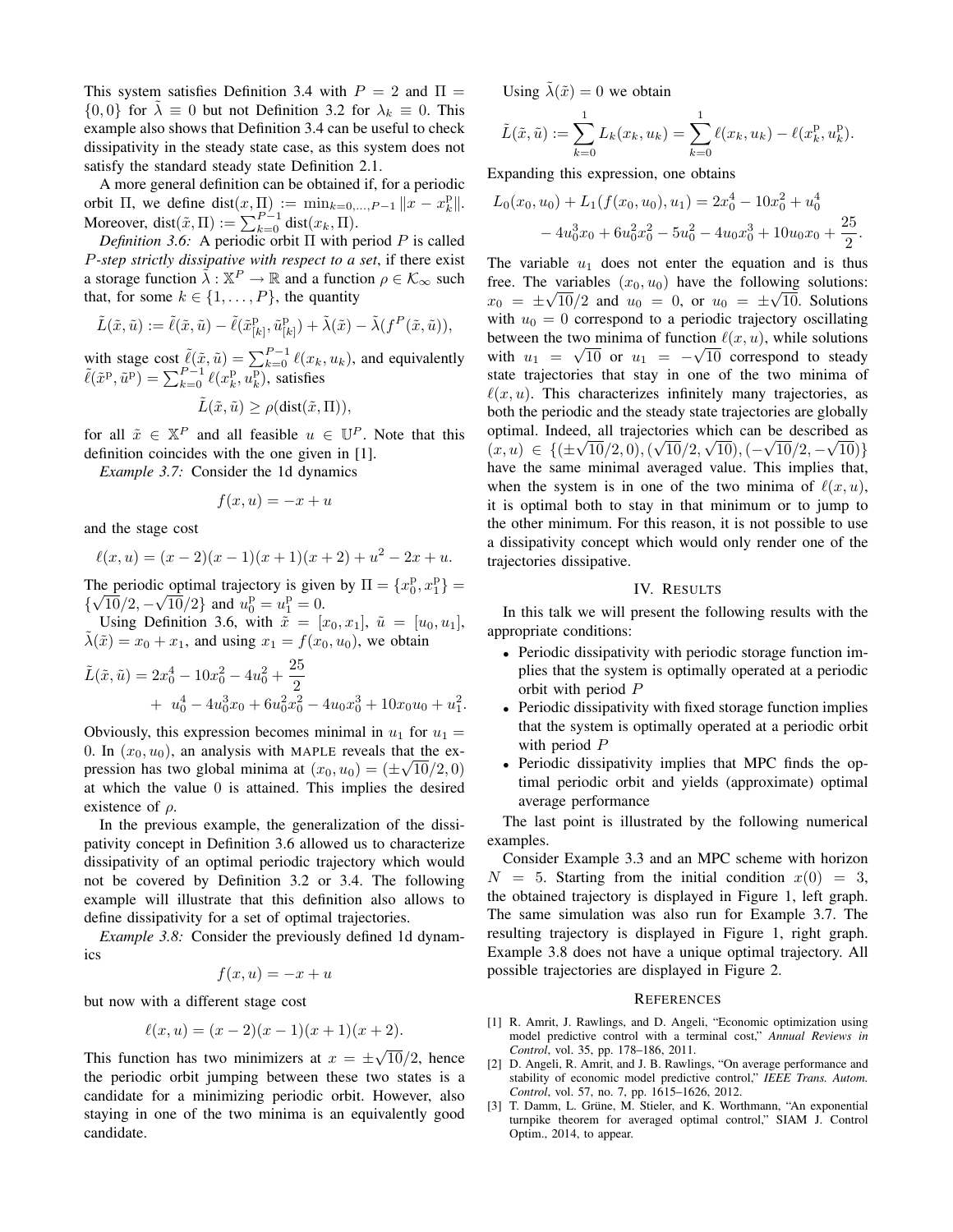This system satisfies Definition 3.4 with $P = 2$ and $\Pi = \{0, 0\}$ for $\tilde{\lambda} \equiv 0$ but not Definition 3.2 for $\lambda_k \equiv 0$. This example also shows that Definition 3.4 can be useful to check dissipativity in the steady state case, as this system does not satisfy the standard steady state Definition 2.1.

A more general definition can be obtained if, for a periodic orbit $\Pi$, we define $\mathrm{dist}(x, \Pi) := \min_{k=0,\ldots,P-1} \|x - x_k^{\mathrm{p}}\|$. Moreover, $\mathrm{dist}(\tilde{x}, \Pi) := \sum_{k=0}^{P-1} \mathrm{dist}(x_k, \Pi)$.

*Definition 3.6:* A periodic orbit $\Pi$ with period $P$ is called *$P$-step strictly dissipative with respect to a set*, if there exist a storage function $\tilde{\lambda} : \mathbb{X}^P \to \mathbb{R}$ and a function $\rho \in \mathcal{K}_\infty$ such that, for some $k \in \{1, \ldots, P\}$, the quantity

$$\tilde{L}(\tilde{x}, \tilde{u}) := \tilde{\ell}(\tilde{x}, \tilde{u}) - \tilde{\ell}(\tilde{x}^{\mathrm{p}}_{[k]}, \tilde{u}^{\mathrm{p}}_{[k]}) + \tilde{\lambda}(\tilde{x}) - \tilde{\lambda}(f^P(\tilde{x}, \tilde{u})),$$

with stage cost $\tilde{\ell}(\tilde{x}, \tilde{u}) = \sum_{k=0}^{P-1} \ell(x_k, u_k)$, and equivalently $\tilde{\ell}(\tilde{x}^{\mathrm{p}}, \tilde{u}^{\mathrm{p}}) = \sum_{k=0}^{P-1} \ell(x_k^{\mathrm{p}}, u_k^{\mathrm{p}})$, satisfies

$$\tilde{L}(\tilde{x}, \tilde{u}) \geq \rho(\mathrm{dist}(\tilde{x}, \Pi)),$$

for all $\tilde{x} \in \mathbb{X}^P$ and all feasible $u \in \mathbb{U}^P$. Note that this definition coincides with the one given in [1].

*Example 3.7:* Consider the 1d dynamics

$$f(x, u) = -x + u$$

and the stage cost

$$\ell(x, u) = (x - 2)(x - 1)(x + 1)(x + 2) + u^2 - 2x + u.$$

The periodic optimal trajectory is given by $\Pi = \{x_0^{\mathrm{p}}, x_1^{\mathrm{p}}\} = \{\sqrt{10}/2, -\sqrt{10}/2\}$ and $u_0^{\mathrm{p}} = u_1^{\mathrm{p}} = 0$.

Using Definition 3.6, with $\tilde{x} = [x_0, x_1]$, $\tilde{u} = [u_0, u_1]$, $\tilde{\lambda}(\tilde{x}) = x_0 + x_1$, and using $x_1 = f(x_0, u_0)$, we obtain

$$\begin{aligned}\tilde{L}(\tilde{x}, \tilde{u}) &= 2x_0^4 - 10x_0^2 - 4u_0^2 + \frac{25}{2} \\ &+ \; u_0^4 - 4u_0^3 x_0 + 6u_0^2 x_0^2 - 4u_0 x_0^3 + 10x_0 u_0 + u_1^2.\end{aligned}$$

Obviously, this expression becomes minimal in $u_1$ for $u_1 = 0$. In $(x_0, u_0)$, an analysis with MAPLE reveals that the expression has two global minima at $(x_0, u_0) = (\pm\sqrt{10}/2, 0)$ at which the value 0 is attained. This implies the desired existence of $\rho$.

In the previous example, the generalization of the dissipativity concept in Definition 3.6 allowed us to characterize dissipativity of an optimal periodic trajectory which would not be covered by Definition 3.2 or 3.4. The following example will illustrate that this definition also allows to define dissipativity for a set of optimal trajectories.

*Example 3.8:* Consider the previously defined 1d dynamics

$$f(x, u) = -x + u$$

but now with a different stage cost

$$\ell(x, u) = (x - 2)(x - 1)(x + 1)(x + 2).$$

This function has two minimizers at $x = \pm\sqrt{10}/2$, hence the periodic orbit jumping between these two states is a candidate for a minimizing periodic orbit. However, also staying in one of the two minima is an equivalently good candidate.

Using $\tilde{\lambda}(\tilde{x}) = 0$ we obtain

$$\tilde{L}(\tilde{x}, \tilde{u}) := \sum_{k=0}^{1} L_k(x_k, u_k) = \sum_{k=0}^{1} \ell(x_k, u_k) - \ell(x_k^{\mathrm{p}}, u_k^{\mathrm{p}}).$$

Expanding this expression, one obtains

$$\begin{aligned}L_0(x_0, u_0) + L_1(f(x_0, u_0), u_1) &= 2x_0^4 - 10x_0^2 + u_0^4 \\ &- 4u_0^3 x_0 + 6u_0^2 x_0^2 - 5u_0^2 - 4u_0 x_0^3 + 10u_0 x_0 + \frac{25}{2}.\end{aligned}$$

The variable $u_1$ does not enter the equation and is thus free. The variables $(x_0, u_0)$ have the following solutions: $x_0 = \pm\sqrt{10}/2$ and $u_0 = 0$, or $u_0 = \pm\sqrt{10}$. Solutions with $u_0 = 0$ correspond to a periodic trajectory oscillating between the two minima of function $\ell(x, u)$, while solutions with $u_1 = \sqrt{10}$ or $u_1 = -\sqrt{10}$ correspond to steady state trajectories that stay in one of the two minima of $\ell(x, u)$. This characterizes infinitely many trajectories, as both the periodic and the steady state trajectories are globally optimal. Indeed, all trajectories which can be described as $(x, u) \in \{(\pm\sqrt{10}/2, 0), (\sqrt{10}/2, \sqrt{10}), (-\sqrt{10}/2, -\sqrt{10})\}$ have the same minimal averaged value. This implies that, when the system is in one of the two minima of $\ell(x, u)$, it is optimal both to stay in that minimum or to jump to the other minimum. For this reason, it is not possible to use a dissipativity concept which would only render one of the trajectories dissipative.

## IV. Results

In this talk we will present the following results with the appropriate conditions:

- Periodic dissipativity with periodic storage function implies that the system is optimally operated at a periodic orbit with period $P$
- Periodic dissipativity with fixed storage function implies that the system is optimally operated at a periodic orbit with period $P$
- Periodic dissipativity implies that MPC finds the optimal periodic orbit and yields (approximate) optimal average performance

The last point is illustrated by the following numerical examples.

Consider Example 3.3 and an MPC scheme with horizon $N = 5$. Starting from the initial condition $x(0) = 3$, the obtained trajectory is displayed in Figure 1, left graph. The same simulation was also run for Example 3.7. The resulting trajectory is displayed in Figure 1, right graph. Example 3.8 does not have a unique optimal trajectory. All possible trajectories are displayed in Figure 2.

## References

[1] R. Amrit, J. Rawlings, and D. Angeli, "Economic optimization using model predictive control with a terminal cost," *Annual Reviews in Control*, vol. 35, pp. 178–186, 2011.

[2] D. Angeli, R. Amrit, and J. B. Rawlings, "On average performance and stability of economic model predictive control," *IEEE Trans. Autom. Control*, vol. 57, no. 7, pp. 1615–1626, 2012.

[3] T. Damm, L. Grüne, M. Stieler, and K. Worthmann, "An exponential turnpike theorem for averaged optimal control," SIAM J. Control Optim., 2014, to appear.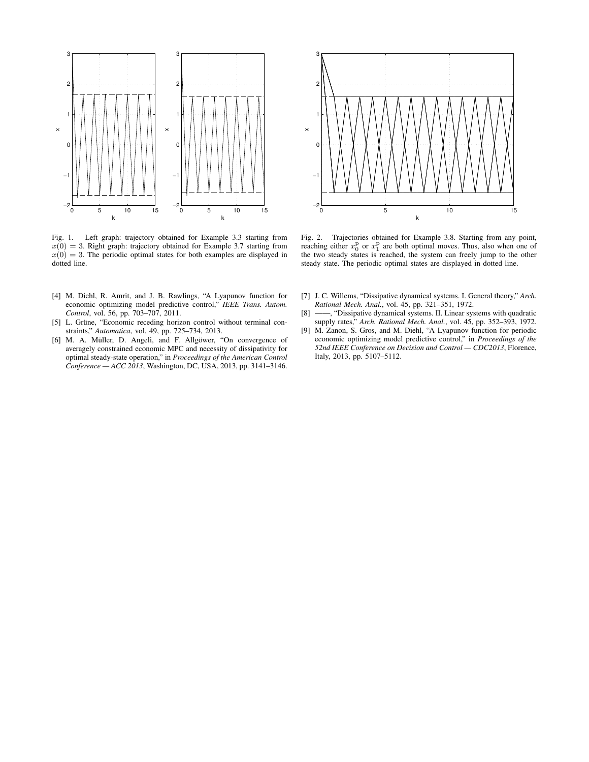3
2
1
0
−1
−2
0 5 10 15
k
x

3
2
1
0
−1
−2
0 5 10 15
k
x

Fig. 1. Left graph: trajectory obtained for Example 3.3 starting from $x(0) = 3$. Right graph: trajectory obtained for Example 3.7 starting from $x(0) = 3$. The periodic optimal states for both examples are displayed in dotted line.

3
2
1
0
−1
−2
0 5 10 15
k
x

Fig. 2. Trajectories obtained for Example 3.8. Starting from any point, reaching either $x_0^{\mathrm{p}}$ or $x_1^{\mathrm{p}}$ are both optimal moves. Thus, also when one of the two steady states is reached, the system can freely jump to the other steady state. The periodic optimal states are displayed in dotted line.

[4] M. Diehl, R. Amrit, and J. B. Rawlings, "A Lyapunov function for economic optimizing model predictive control," *IEEE Trans. Autom. Control*, vol. 56, pp. 703–707, 2011.

[5] L. Grüne, "Economic receding horizon control without terminal constraints," *Automatica*, vol. 49, pp. 725–734, 2013.

[6] M. A. Müller, D. Angeli, and F. Allgöwer, "On convergence of averagely constrained economic MPC and necessity of dissipativity for optimal steady-state operation," in *Proceedings of the American Control Conference — ACC 2013*, Washington, DC, USA, 2013, pp. 3141–3146.

[7] J. C. Willems, "Dissipative dynamical systems. I. General theory," *Arch. Rational Mech. Anal.*, vol. 45, pp. 321–351, 1972.

[8] ——, "Dissipative dynamical systems. II. Linear systems with quadratic supply rates," *Arch. Rational Mech. Anal.*, vol. 45, pp. 352–393, 1972.

[9] M. Zanon, S. Gros, and M. Diehl, "A Lyapunov function for periodic economic optimizing model predictive control," in *Proceedings of the 52nd IEEE Conference on Decision and Control — CDC2013*, Florence, Italy, 2013, pp. 5107–5112.